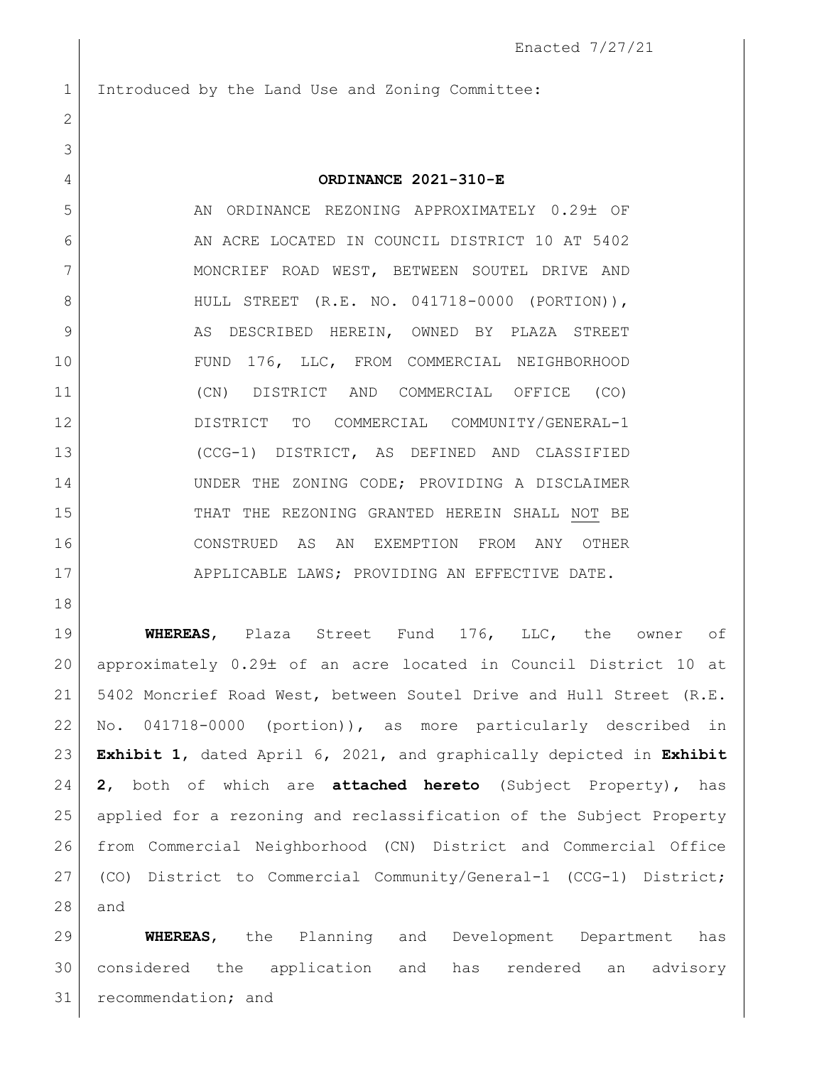Enacted 7/27/21

Introduced by the Land Use and Zoning Committee:

**ORDINANCE 2021-310-E**

AN ORDINANCE REZONING APPROXIMATELY 0.29± OF AN ACRE LOCATED IN COUNCIL DISTRICT 10 AT 5402 MONCRIEF ROAD WEST, BETWEEN SOUTEL DRIVE AND HULL STREET (R.E. NO. 041718-0000 (PORTION)), AS DESCRIBED HEREIN, OWNED BY PLAZA STREET FUND 176, LLC, FROM COMMERCIAL NEIGHBORHOOD (CN) DISTRICT AND COMMERCIAL OFFICE (CO) DISTRICT TO COMMERCIAL COMMUNITY/GENERAL-1 (CCG-1) DISTRICT, AS DEFINED AND CLASSIFIED UNDER THE ZONING CODE; PROVIDING A DISCLAIMER THAT THE REZONING GRANTED HEREIN SHALL NOT BE CONSTRUED AS AN EXEMPTION FROM ANY OTHER APPLICABLE LAWS; PROVIDING AN EFFECTIVE DATE.

**WHEREAS**, Plaza Street Fund 176, LLC, the owner of approximately 0.29± of an acre located in Council District 10 at 5402 Moncrief Road West, between Soutel Drive and Hull Street (R.E. No. 041718-0000 (portion)), as more particularly described in **Exhibit 1**, dated April 6, 2021, and graphically depicted in **Exhibit 2**, both of which are **attached hereto** (Subject Property), has applied for a rezoning and reclassification of the Subject Property from Commercial Neighborhood (CN) District and Commercial Office (CO) District to Commercial Community/General-1 (CCG-1) District; and

**WHEREAS**, the Planning and Development Department has considered the application and has rendered an advisory recommendation; and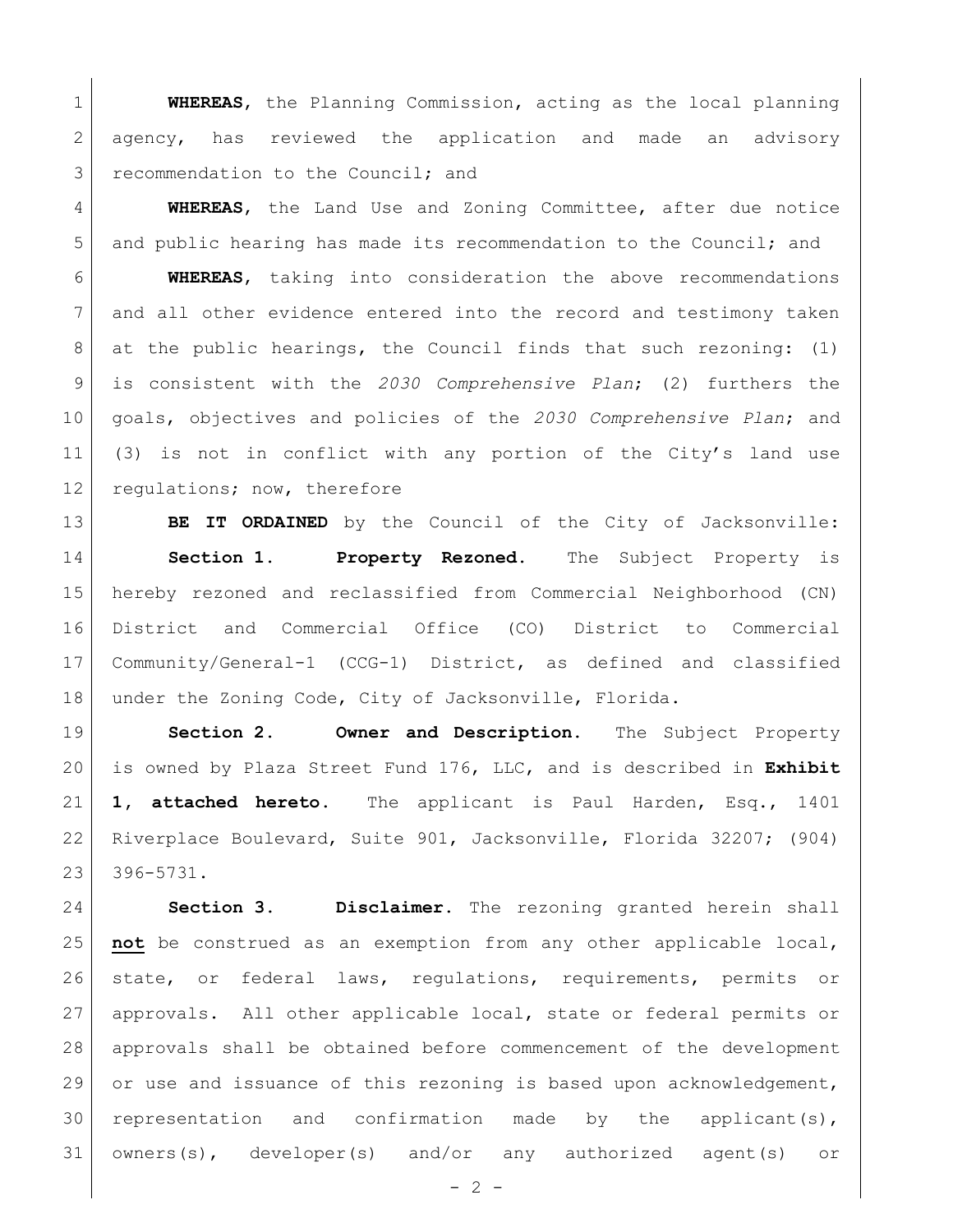**WHEREAS**, the Planning Commission, acting as the local planning agency, has reviewed the application and made an advisory recommendation to the Council; and

**WHEREAS**, the Land Use and Zoning Committee, after due notice and public hearing has made its recommendation to the Council; and

**WHEREAS**, taking into consideration the above recommendations and all other evidence entered into the record and testimony taken at the public hearings, the Council finds that such rezoning: (1) is consistent with the *2030 Comprehensive Plan*; (2) furthers the goals, objectives and policies of the *2030 Comprehensive Plan*; and (3) is not in conflict with any portion of the City's land use regulations; now, therefore

**BE IT ORDAINED** by the Council of the City of Jacksonville:

**Section 1. Property Rezoned.** The Subject Property is hereby rezoned and reclassified from Commercial Neighborhood (CN) District and Commercial Office (CO) District to Commercial Community/General-1 (CCG-1) District, as defined and classified under the Zoning Code, City of Jacksonville, Florida.

**Section 2. Owner and Description.** The Subject Property is owned by Plaza Street Fund 176, LLC, and is described in **Exhibit 1, attached hereto.** The applicant is Paul Harden, Esq., 1401 Riverplace Boulevard, Suite 901, Jacksonville, Florida 32207; (904) 396-5731.

**Section 3. Disclaimer.** The rezoning granted herein shall **not** be construed as an exemption from any other applicable local, state, or federal laws, regulations, requirements, permits or approvals. All other applicable local, state or federal permits or approvals shall be obtained before commencement of the development or use and issuance of this rezoning is based upon acknowledgement, representation and confirmation made by the applicant(s), owners(s), developer(s) and/or any authorized agent(s) or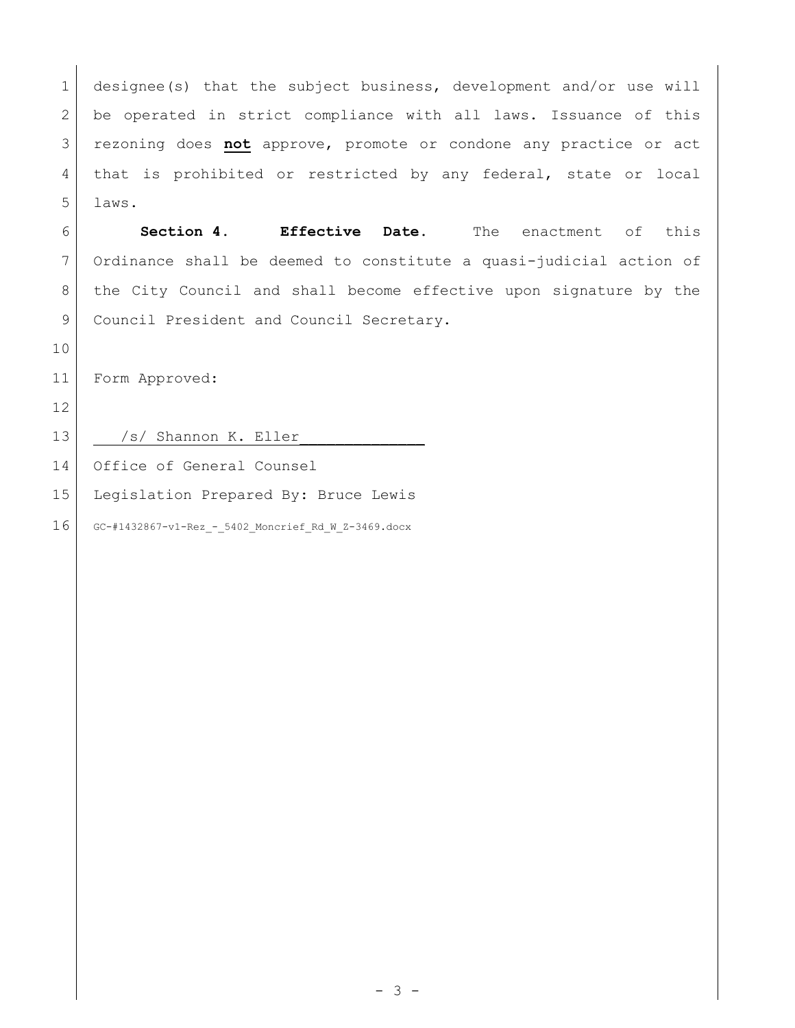designee(s) that the subject business, development and/or use will be operated in strict compliance with all laws. Issuance of this rezoning does **not** approve, promote or condone any practice or act that is prohibited or restricted by any federal, state or local laws.

**Section 4. Effective Date.** The enactment of this Ordinance shall be deemed to constitute a quasi-judicial action of the City Council and shall become effective upon signature by the Council President and Council Secretary.

Form Approved:

/s/ Shannon K. Eller

Office of General Counsel

Legislation Prepared By: Bruce Lewis

GC-#1432867-v1-Rez_-_5402_Moncrief_Rd_W_Z-3469.docx